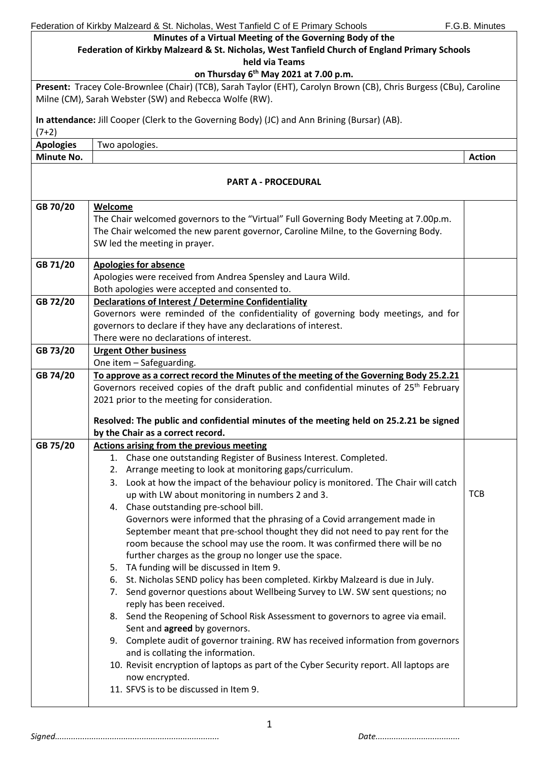**Minutes of a Virtual Meeting of the Governing Body of the Federation of Kirkby Malzeard & St. Nicholas, West Tanfield Church of England Primary Schools held via Teams on Thursday 6th May 2021 at 7.00 p.m.**

**Present:** Tracey Cole-Brownlee (Chair) (TCB), Sarah Taylor (EHT), Carolyn Brown (CB), Chris Burgess (CBu), Caroline Milne (CM), Sarah Webster (SW) and Rebecca Wolfe (RW).

**In attendance:** Jill Cooper (Clerk to the Governing Body) (JC) and Ann Brining (Bursar) (AB).
(7+2)

| **Apologies** | Two apologies. | |
|---|---|---|
| **Minute No.** | | **Action** |

## PART A - PROCEDURAL

| Minute No. | | Action |
|---|---|---|
| GB 70/20 | **Welcome**<br>The Chair welcomed governors to the "Virtual" Full Governing Body Meeting at 7.00p.m.<br>The Chair welcomed the new parent governor, Caroline Milne, to the Governing Body.<br>SW led the meeting in prayer. | |
| GB 71/20 | **Apologies for absence**<br>Apologies were received from Andrea Spensley and Laura Wild.<br>Both apologies were accepted and consented to. | |
| GB 72/20 | **Declarations of Interest / Determine Confidentiality**<br>Governors were reminded of the confidentiality of governing body meetings, and for governors to declare if they have any declarations of interest.<br>There were no declarations of interest. | |
| GB 73/20 | **Urgent Other business**<br>One item – Safeguarding. | |
| GB 74/20 | **To approve as a correct record the Minutes of the meeting of the Governing Body 25.2.21**<br>Governors received copies of the draft public and confidential minutes of 25th February 2021 prior to the meeting for consideration.<br><br>**Resolved: The public and confidential minutes of the meeting held on 25.2.21 be signed by the Chair as a correct record.** | |
| GB 75/20 | **Actions arising from the previous meeting**<br>1. Chase one outstanding Register of Business Interest. Completed.<br>2. Arrange meeting to look at monitoring gaps/curriculum.<br>3. Look at how the impact of the behaviour policy is monitored. The Chair will catch up with LW about monitoring in numbers 2 and 3.<br>4. Chase outstanding pre-school bill.<br>Governors were informed that the phrasing of a Covid arrangement made in September meant that pre-school thought they did not need to pay rent for the room because the school may use the room. It was confirmed there will be no further charges as the group no longer use the space.<br>5. TA funding will be discussed in Item 9.<br>6. St. Nicholas SEND policy has been completed. Kirkby Malzeard is due in July.<br>7. Send governor questions about Wellbeing Survey to LW. SW sent questions; no reply has been received.<br>8. Send the Reopening of School Risk Assessment to governors to agree via email. Sent and **agreed** by governors.<br>9. Complete audit of governor training. RW has received information from governors and is collating the information.<br>10. Revisit encryption of laptops as part of the Cyber Security report. All laptops are now encrypted.<br>11. SFVS is to be discussed in Item 9. | TCB |

*Signed.......................................................................* *Date....................................*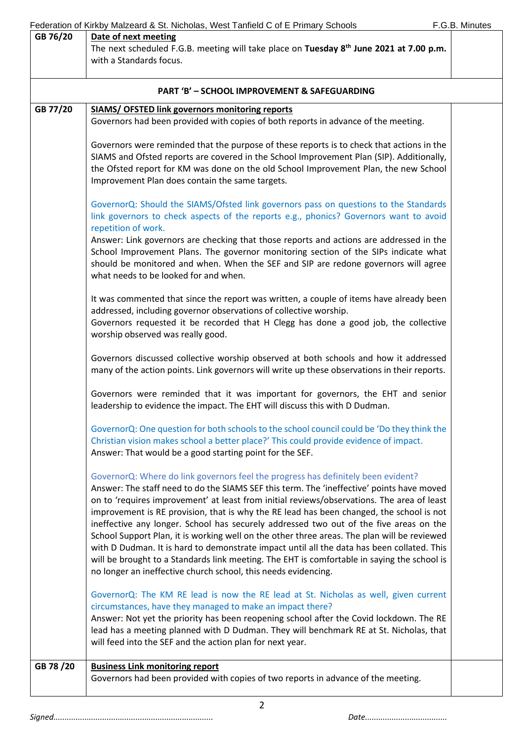| | | |
|---|---|---|
| GB 76/20 | **Date of next meeting**<br>The next scheduled F.G.B. meeting will take place on **Tuesday 8th June 2021 at 7.00 p.m.** with a Standards focus. | |
| | **PART 'B' – SCHOOL IMPROVEMENT & SAFEGUARDING** | |
| GB 77/20 | **SIAMS/ OFSTED link governors monitoring reports**<br>Governors had been provided with copies of both reports in advance of the meeting.<br><br>Governors were reminded that the purpose of these reports is to check that actions in the SIAMS and Ofsted reports are covered in the School Improvement Plan (SIP). Additionally, the Ofsted report for KM was done on the old School Improvement Plan, the new School Improvement Plan does contain the same targets.<br><br>GovernorQ: Should the SIAMS/Ofsted link governors pass on questions to the Standards link governors to check aspects of the reports e.g., phonics? Governors want to avoid repetition of work.<br>Answer: Link governors are checking that those reports and actions are addressed in the School Improvement Plans. The governor monitoring section of the SIPs indicate what should be monitored and when. When the SEF and SIP are redone governors will agree what needs to be looked for and when.<br><br>It was commented that since the report was written, a couple of items have already been addressed, including governor observations of collective worship.<br>Governors requested it be recorded that H Clegg has done a good job, the collective worship observed was really good.<br><br>Governors discussed collective worship observed at both schools and how it addressed many of the action points. Link governors will write up these observations in their reports.<br><br>Governors were reminded that it was important for governors, the EHT and senior leadership to evidence the impact. The EHT will discuss this with D Dudman.<br><br>GovernorQ: One question for both schools to the school council could be 'Do they think the Christian vision makes school a better place?' This could provide evidence of impact.<br>Answer: That would be a good starting point for the SEF.<br><br>GovernorQ: Where do link governors feel the progress has definitely been evident?<br>Answer: The staff need to do the SIAMS SEF this term. The 'ineffective' points have moved on to 'requires improvement' at least from initial reviews/observations. The area of least improvement is RE provision, that is why the RE lead has been changed, the school is not ineffective any longer. School has securely addressed two out of the five areas on the School Support Plan, it is working well on the other three areas. The plan will be reviewed with D Dudman. It is hard to demonstrate impact until all the data has been collated. This will be brought to a Standards link meeting. The EHT is comfortable in saying the school is no longer an ineffective church school, this needs evidencing.<br><br>GovernorQ: The KM RE lead is now the RE lead at St. Nicholas as well, given current circumstances, have they managed to make an impact there?<br>Answer: Not yet the priority has been reopening school after the Covid lockdown. The RE lead has a meeting planned with D Dudman. They will benchmark RE at St. Nicholas, that will feed into the SEF and the action plan for next year. | |
| GB 78 /20 | **Business Link monitoring report**<br>Governors had been provided with copies of two reports in advance of the meeting. | |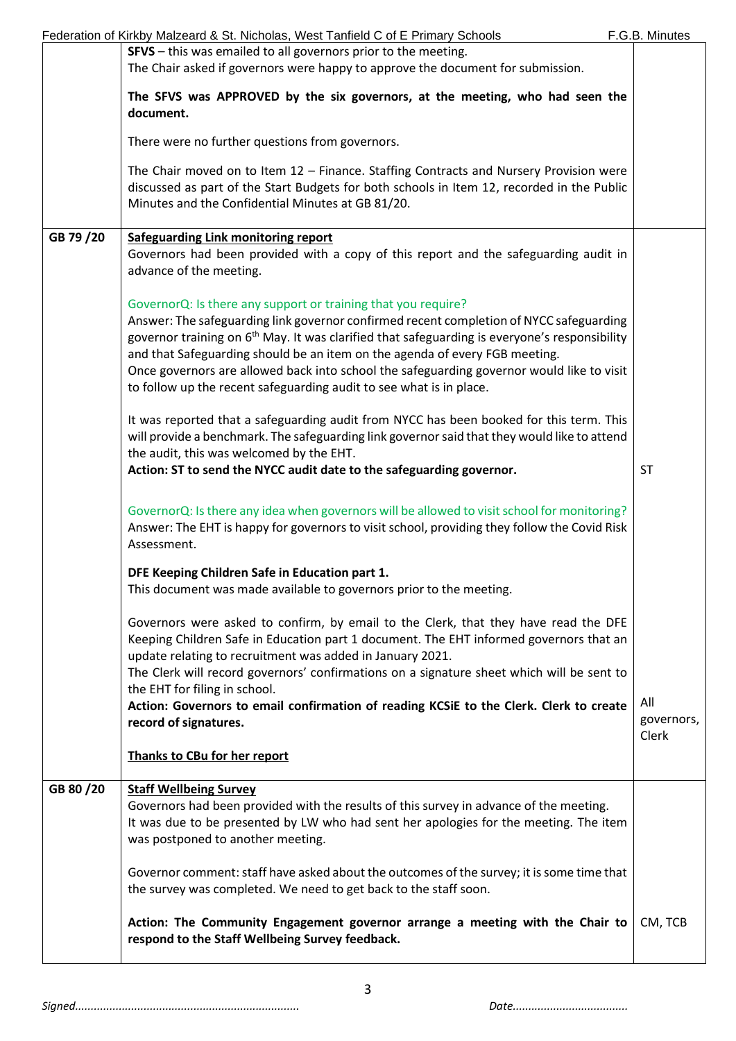| | | |
|---|---|---|
| | **SFVS** – this was emailed to all governors prior to the meeting.<br>The Chair asked if governors were happy to approve the document for submission.<br><br>**The SFVS was APPROVED by the six governors, at the meeting, who had seen the document.**<br><br>There were no further questions from governors.<br><br>The Chair moved on to Item 12 – Finance. Staffing Contracts and Nursery Provision were discussed as part of the Start Budgets for both schools in Item 12, recorded in the Public Minutes and the Confidential Minutes at GB 81/20. | |
| GB 79 /20 | **Safeguarding Link monitoring report**<br>Governors had been provided with a copy of this report and the safeguarding audit in advance of the meeting.<br><br>GovernorQ: Is there any support or training that you require?<br>Answer: The safeguarding link governor confirmed recent completion of NYCC safeguarding governor training on 6th May. It was clarified that safeguarding is everyone's responsibility and that Safeguarding should be an item on the agenda of every FGB meeting.<br>Once governors are allowed back into school the safeguarding governor would like to visit to follow up the recent safeguarding audit to see what is in place.<br><br>It was reported that a safeguarding audit from NYCC has been booked for this term. This will provide a benchmark. The safeguarding link governor said that they would like to attend the audit, this was welcomed by the EHT.<br>**Action: ST to send the NYCC audit date to the safeguarding governor.**<br><br>GovernorQ: Is there any idea when governors will be allowed to visit school for monitoring?<br>Answer: The EHT is happy for governors to visit school, providing they follow the Covid Risk Assessment.<br><br>**DFE Keeping Children Safe in Education part 1.**<br>This document was made available to governors prior to the meeting.<br><br>Governors were asked to confirm, by email to the Clerk, that they have read the DFE Keeping Children Safe in Education part 1 document. The EHT informed governors that an update relating to recruitment was added in January 2021.<br>The Clerk will record governors' confirmations on a signature sheet which will be sent to the EHT for filing in school.<br>**Action: Governors to email confirmation of reading KCSiE to the Clerk. Clerk to create record of signatures.**<br><br>**Thanks to CBu for her report** | ST<br><br>All governors, Clerk |
| GB 80 /20 | **Staff Wellbeing Survey**<br>Governors had been provided with the results of this survey in advance of the meeting.<br>It was due to be presented by LW who had sent her apologies for the meeting. The item was postponed to another meeting.<br><br>Governor comment: staff have asked about the outcomes of the survey; it is some time that the survey was completed. We need to get back to the staff soon.<br><br>**Action: The Community Engagement governor arrange a meeting with the Chair to respond to the Staff Wellbeing Survey feedback.** | CM, TCB |

*Signed.......................................................................* *Date....................................*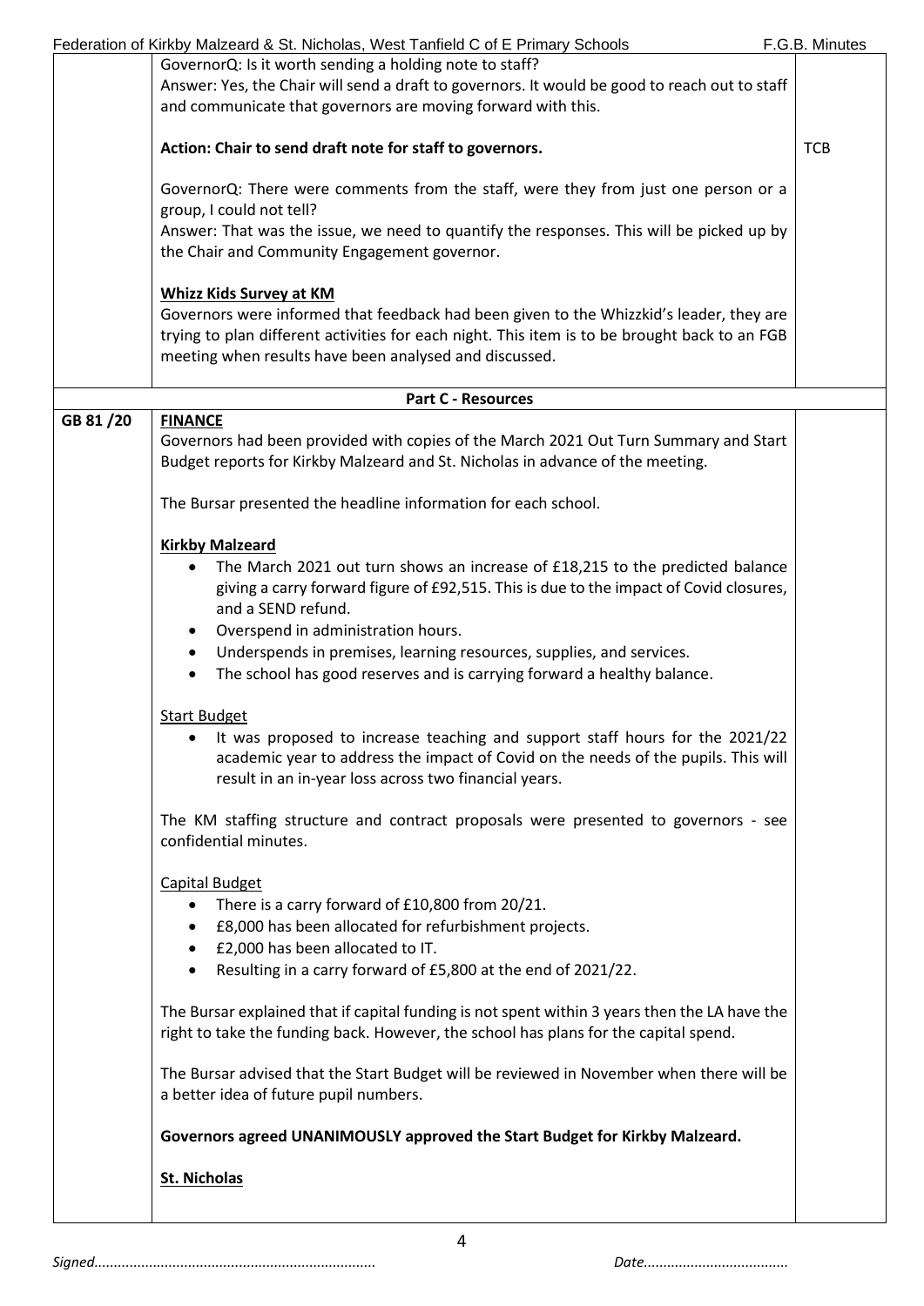GovernorQ: Is it worth sending a holding note to staff?
Answer: Yes, the Chair will send a draft to governors. It would be good to reach out to staff and communicate that governors are moving forward with this.

**Action: Chair to send draft note for staff to governors.** — TCB

GovernorQ: There were comments from the staff, were they from just one person or a group, I could not tell?
Answer: That was the issue, we need to quantify the responses. This will be picked up by the Chair and Community Engagement governor.

**Whizz Kids Survey at KM**

Governors were informed that feedback had been given to the Whizzkid's leader, they are trying to plan different activities for each night. This item is to be brought back to an FGB meeting when results have been analysed and discussed.

## Part C - Resources

**GB 81 /20 FINANCE**

Governors had been provided with copies of the March 2021 Out Turn Summary and Start Budget reports for Kirkby Malzeard and St. Nicholas in advance of the meeting.

The Bursar presented the headline information for each school.

**Kirkby Malzeard**

- The March 2021 out turn shows an increase of £18,215 to the predicted balance giving a carry forward figure of £92,515. This is due to the impact of Covid closures, and a SEND refund.
- Overspend in administration hours.
- Underspends in premises, learning resources, supplies, and services.
- The school has good reserves and is carrying forward a healthy balance.

Start Budget

- It was proposed to increase teaching and support staff hours for the 2021/22 academic year to address the impact of Covid on the needs of the pupils. This will result in an in-year loss across two financial years.

The KM staffing structure and contract proposals were presented to governors - see confidential minutes.

Capital Budget

- There is a carry forward of £10,800 from 20/21.
- £8,000 has been allocated for refurbishment projects.
- £2,000 has been allocated to IT.
- Resulting in a carry forward of £5,800 at the end of 2021/22.

The Bursar explained that if capital funding is not spent within 3 years then the LA have the right to take the funding back. However, the school has plans for the capital spend.

The Bursar advised that the Start Budget will be reviewed in November when there will be a better idea of future pupil numbers.

**Governors agreed UNANIMOUSLY approved the Start Budget for Kirkby Malzeard.**

**St. Nicholas**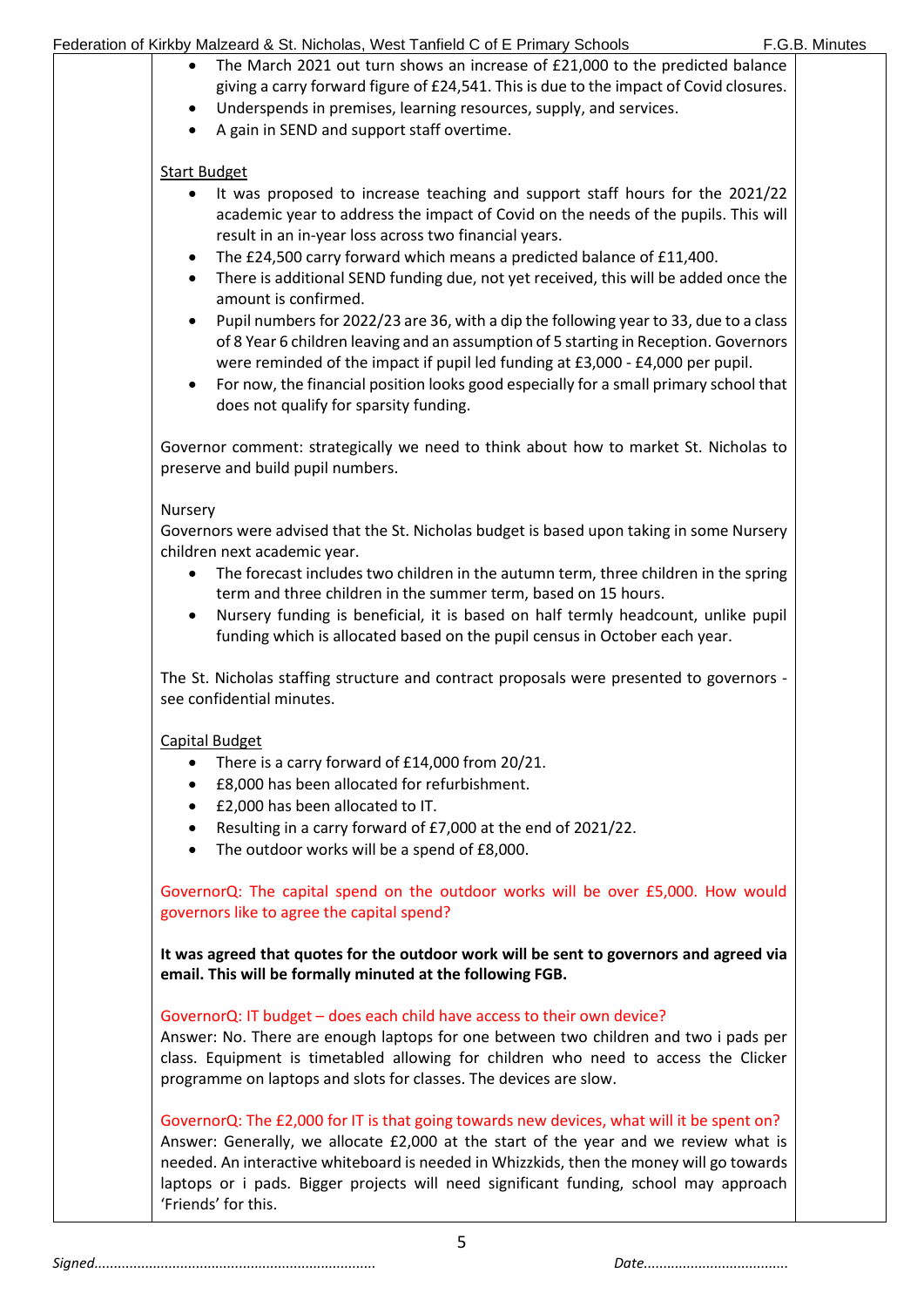- The March 2021 out turn shows an increase of £21,000 to the predicted balance giving a carry forward figure of £24,541. This is due to the impact of Covid closures.
- Underspends in premises, learning resources, supply, and services.
- A gain in SEND and support staff overtime.

Start Budget

- It was proposed to increase teaching and support staff hours for the 2021/22 academic year to address the impact of Covid on the needs of the pupils. This will result in an in-year loss across two financial years.
- The £24,500 carry forward which means a predicted balance of £11,400.
- There is additional SEND funding due, not yet received, this will be added once the amount is confirmed.
- Pupil numbers for 2022/23 are 36, with a dip the following year to 33, due to a class of 8 Year 6 children leaving and an assumption of 5 starting in Reception. Governors were reminded of the impact if pupil led funding at £3,000 - £4,000 per pupil.
- For now, the financial position looks good especially for a small primary school that does not qualify for sparsity funding.

Governor comment: strategically we need to think about how to market St. Nicholas to preserve and build pupil numbers.

Nursery

Governors were advised that the St. Nicholas budget is based upon taking in some Nursery children next academic year.

- The forecast includes two children in the autumn term, three children in the spring term and three children in the summer term, based on 15 hours.
- Nursery funding is beneficial, it is based on half termly headcount, unlike pupil funding which is allocated based on the pupil census in October each year.

The St. Nicholas staffing structure and contract proposals were presented to governors - see confidential minutes.

Capital Budget

- There is a carry forward of £14,000 from 20/21.
- £8,000 has been allocated for refurbishment.
- £2,000 has been allocated to IT.
- Resulting in a carry forward of £7,000 at the end of 2021/22.
- The outdoor works will be a spend of £8,000.

GovernorQ: The capital spend on the outdoor works will be over £5,000. How would governors like to agree the capital spend?

**It was agreed that quotes for the outdoor work will be sent to governors and agreed via email. This will be formally minuted at the following FGB.**

GovernorQ: IT budget – does each child have access to their own device?

Answer: No. There are enough laptops for one between two children and two i pads per class. Equipment is timetabled allowing for children who need to access the Clicker programme on laptops and slots for classes. The devices are slow.

GovernorQ: The £2,000 for IT is that going towards new devices, what will it be spent on?

Answer: Generally, we allocate £2,000 at the start of the year and we review what is needed. An interactive whiteboard is needed in Whizzkids, then the money will go towards laptops or i pads. Bigger projects will need significant funding, school may approach 'Friends' for this.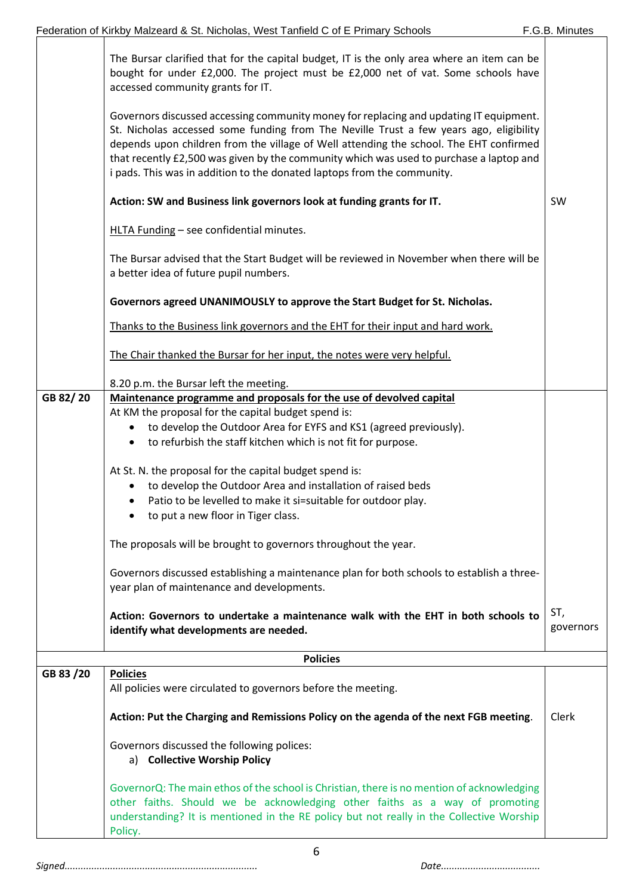| | | |
|---|---|---|
| | The Bursar clarified that for the capital budget, IT is the only area where an item can be bought for under £2,000. The project must be £2,000 net of vat. Some schools have accessed community grants for IT.<br><br>Governors discussed accessing community money for replacing and updating IT equipment. St. Nicholas accessed some funding from The Neville Trust a few years ago, eligibility depends upon children from the village of Well attending the school. The EHT confirmed that recently £2,500 was given by the community which was used to purchase a laptop and i pads. This was in addition to the donated laptops from the community.<br><br>**Action: SW and Business link governors look at funding grants for IT.**<br><br>HLTA Funding – see confidential minutes.<br><br>The Bursar advised that the Start Budget will be reviewed in November when there will be a better idea of future pupil numbers.<br><br>**Governors agreed UNANIMOUSLY to approve the Start Budget for St. Nicholas.**<br><br>Thanks to the Business link governors and the EHT for their input and hard work.<br><br>The Chair thanked the Bursar for her input, the notes were very helpful.<br><br>8.20 p.m. the Bursar left the meeting. | SW |
| GB 82/ 20 | **Maintenance programme and proposals for the use of devolved capital**<br>At KM the proposal for the capital budget spend is:<br>• to develop the Outdoor Area for EYFS and KS1 (agreed previously).<br>• to refurbish the staff kitchen which is not fit for purpose.<br><br>At St. N. the proposal for the capital budget spend is:<br>• to develop the Outdoor Area and installation of raised beds<br>• Patio to be levelled to make it si=suitable for outdoor play.<br>• to put a new floor in Tiger class.<br><br>The proposals will be brought to governors throughout the year.<br><br>Governors discussed establishing a maintenance plan for both schools to establish a three-year plan of maintenance and developments.<br><br>**Action: Governors to undertake a maintenance walk with the EHT in both schools to identify what developments are needed.** | ST, governors |
| | **Policies** | |
| GB 83 /20 | **Policies**<br>All policies were circulated to governors before the meeting.<br><br>**Action: Put the Charging and Remissions Policy on the agenda of the next FGB meeting**.<br><br>Governors discussed the following polices:<br>a) **Collective Worship Policy**<br><br>GovernorQ: The main ethos of the school is Christian, there is no mention of acknowledging other faiths. Should we be acknowledging other faiths as a way of promoting understanding? It is mentioned in the RE policy but not really in the Collective Worship Policy. | Clerk |

*Signed.......................................................................* *Date....................................*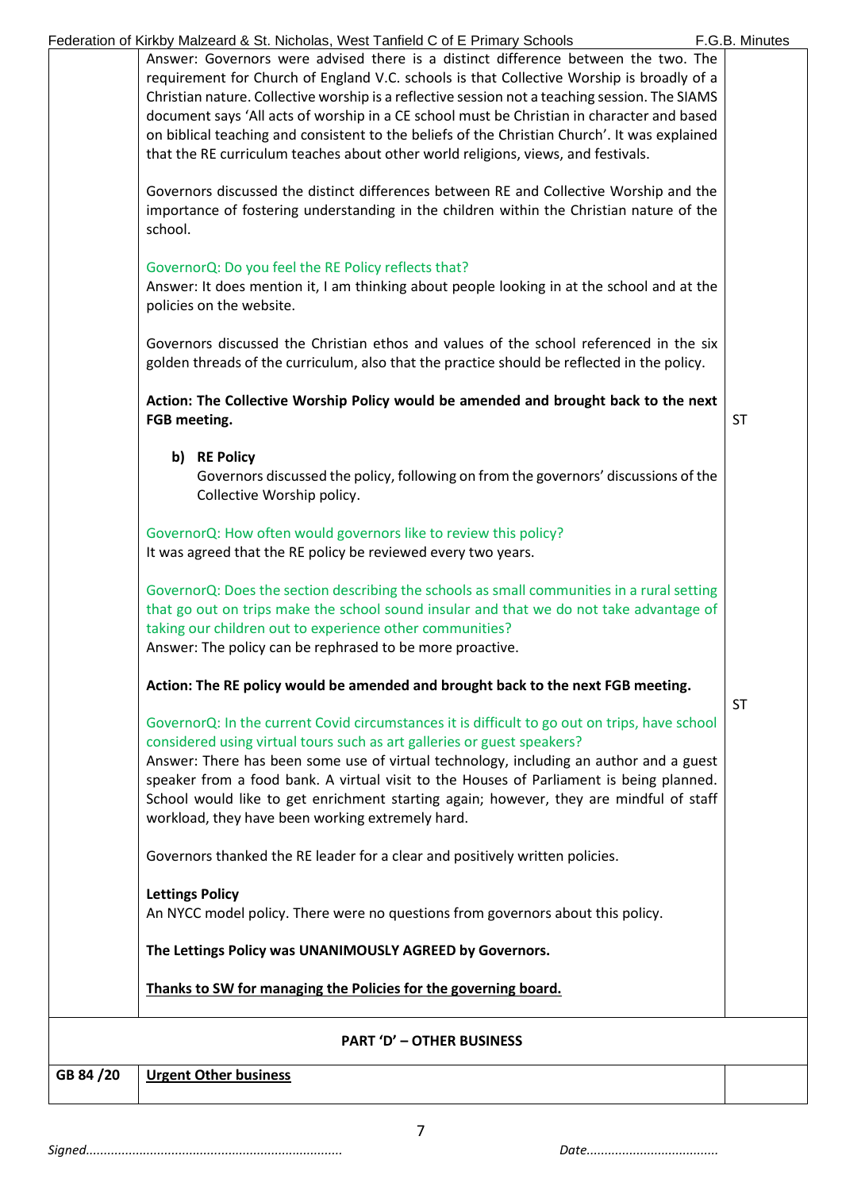| | | |
|---|---|---|
| | Answer: Governors were advised there is a distinct difference between the two. The requirement for Church of England V.C. schools is that Collective Worship is broadly of a Christian nature. Collective worship is a reflective session not a teaching session. The SIAMS document says 'All acts of worship in a CE school must be Christian in character and based on biblical teaching and consistent to the beliefs of the Christian Church'. It was explained that the RE curriculum teaches about other world religions, views, and festivals.<br><br>Governors discussed the distinct differences between RE and Collective Worship and the importance of fostering understanding in the children within the Christian nature of the school.<br><br>GovernorQ: Do you feel the RE Policy reflects that?<br>Answer: It does mention it, I am thinking about people looking in at the school and at the policies on the website.<br><br>Governors discussed the Christian ethos and values of the school referenced in the six golden threads of the curriculum, also that the practice should be reflected in the policy.<br><br>**Action: The Collective Worship Policy would be amended and brought back to the next FGB meeting.** | ST |
| | **b) RE Policy**<br>Governors discussed the policy, following on from the governors' discussions of the Collective Worship policy.<br><br>GovernorQ: How often would governors like to review this policy?<br>It was agreed that the RE policy be reviewed every two years.<br><br>GovernorQ: Does the section describing the schools as small communities in a rural setting that go out on trips make the school sound insular and that we do not take advantage of taking our children out to experience other communities?<br>Answer: The policy can be rephrased to be more proactive.<br><br>**Action: The RE policy would be amended and brought back to the next FGB meeting.** | ST |
| | GovernorQ: In the current Covid circumstances it is difficult to go out on trips, have school considered using virtual tours such as art galleries or guest speakers?<br>Answer: There has been some use of virtual technology, including an author and a guest speaker from a food bank. A virtual visit to the Houses of Parliament is being planned. School would like to get enrichment starting again; however, they are mindful of staff workload, they have been working extremely hard.<br><br>Governors thanked the RE leader for a clear and positively written policies.<br><br>**Lettings Policy**<br>An NYCC model policy. There were no questions from governors about this policy.<br><br>**The Lettings Policy was UNANIMOUSLY AGREED by Governors.**<br><br>**Thanks to SW for managing the Policies for the governing board.** | |
| | **PART 'D' – OTHER BUSINESS** | |
| **GB 84 /20** | **Urgent Other business** | |

*Signed.......................................................................* *Date....................................*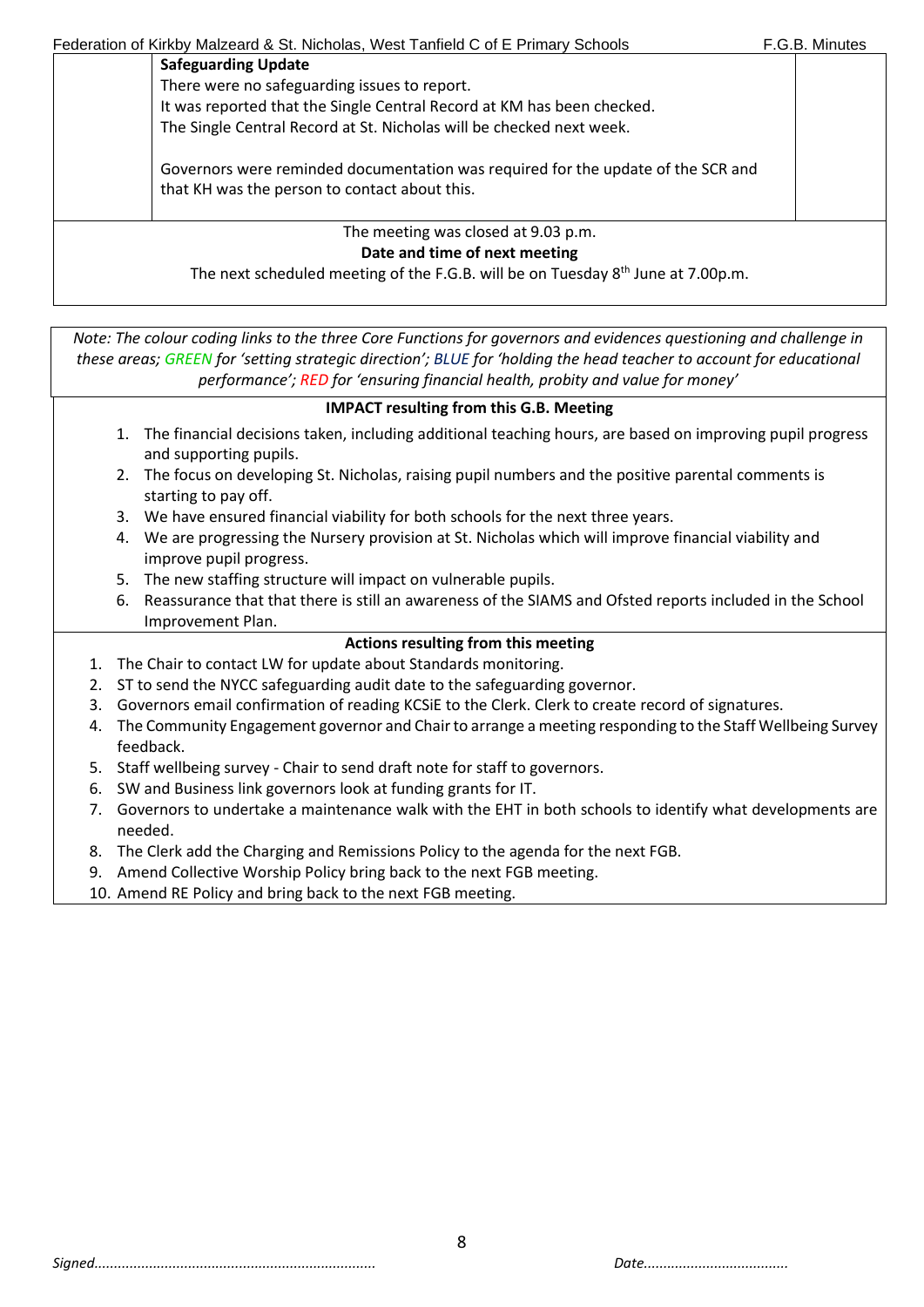**Safeguarding Update**

There were no safeguarding issues to report.
It was reported that the Single Central Record at KM has been checked.
The Single Central Record at St. Nicholas will be checked next week.

Governors were reminded documentation was required for the update of the SCR and that KH was the person to contact about this.

The meeting was closed at 9.03 p.m.

**Date and time of next meeting**

The next scheduled meeting of the F.G.B. will be on Tuesday 8th June at 7.00p.m.

*Note: The colour coding links to the three Core Functions for governors and evidences questioning and challenge in these areas; GREEN for 'setting strategic direction'; BLUE for 'holding the head teacher to account for educational performance'; RED for 'ensuring financial health, probity and value for money'*

**IMPACT resulting from this G.B. Meeting**

1. The financial decisions taken, including additional teaching hours, are based on improving pupil progress and supporting pupils.
2. The focus on developing St. Nicholas, raising pupil numbers and the positive parental comments is starting to pay off.
3. We have ensured financial viability for both schools for the next three years.
4. We are progressing the Nursery provision at St. Nicholas which will improve financial viability and improve pupil progress.
5. The new staffing structure will impact on vulnerable pupils.
6. Reassurance that that there is still an awareness of the SIAMS and Ofsted reports included in the School Improvement Plan.

**Actions resulting from this meeting**

1. The Chair to contact LW for update about Standards monitoring.
2. ST to send the NYCC safeguarding audit date to the safeguarding governor.
3. Governors email confirmation of reading KCSiE to the Clerk. Clerk to create record of signatures.
4. The Community Engagement governor and Chair to arrange a meeting responding to the Staff Wellbeing Survey feedback.
5. Staff wellbeing survey - Chair to send draft note for staff to governors.
6. SW and Business link governors look at funding grants for IT.
7. Governors to undertake a maintenance walk with the EHT in both schools to identify what developments are needed.
8. The Clerk add the Charging and Remissions Policy to the agenda for the next FGB.
9. Amend Collective Worship Policy bring back to the next FGB meeting.
10. Amend RE Policy and bring back to the next FGB meeting.

*Signed.......................................................................* *Date....................................*